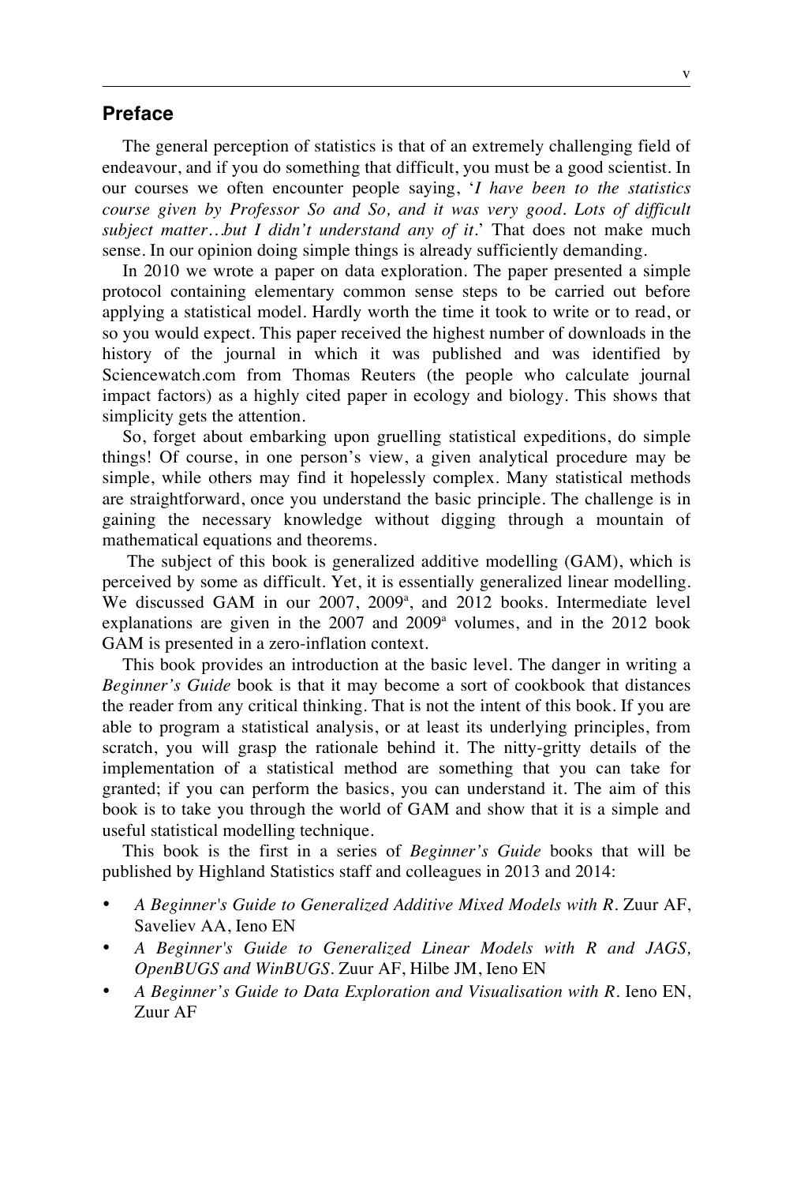## Preface

The general perception of statistics is that of an extremely challenging field of endeavour, and if you do something that difficult, you must be a good scientist. In our courses we often encounter people saying, '*I have been to the statistics course given by Professor So and So, and it was very good. Lots of difficult subject matter…but I didn't understand any of it*.' That does not make much sense. In our opinion doing simple things is already sufficiently demanding.

In 2010 we wrote a paper on data exploration. The paper presented a simple protocol containing elementary common sense steps to be carried out before applying a statistical model. Hardly worth the time it took to write or to read, or so you would expect. This paper received the highest number of downloads in the history of the journal in which it was published and was identified by Sciencewatch.com from Thomas Reuters (the people who calculate journal impact factors) as a highly cited paper in ecology and biology. This shows that simplicity gets the attention.

So, forget about embarking upon gruelling statistical expeditions, do simple things! Of course, in one person's view, a given analytical procedure may be simple, while others may find it hopelessly complex. Many statistical methods are straightforward, once you understand the basic principle. The challenge is in gaining the necessary knowledge without digging through a mountain of mathematical equations and theorems.

The subject of this book is generalized additive modelling (GAM), which is perceived by some as difficult. Yet, it is essentially generalized linear modelling. We discussed GAM in our 2007, 2009[a], and 2012 books. Intermediate level explanations are given in the 2007 and 2009[a] volumes, and in the 2012 book GAM is presented in a zero-inflation context.

This book provides an introduction at the basic level. The danger in writing a *Beginner's Guide* book is that it may become a sort of cookbook that distances the reader from any critical thinking. That is not the intent of this book. If you are able to program a statistical analysis, or at least its underlying principles, from scratch, you will grasp the rationale behind it. The nitty-gritty details of the implementation of a statistical method are something that you can take for granted; if you can perform the basics, you can understand it. The aim of this book is to take you through the world of GAM and show that it is a simple and useful statistical modelling technique.

This book is the first in a series of *Beginner's Guide* books that will be published by Highland Statistics staff and colleagues in 2013 and 2014:

- *A Beginner's Guide to Generalized Additive Mixed Models with R*. Zuur AF, Saveliev AA, Ieno EN
- *A Beginner's Guide to Generalized Linear Models with R and JAGS, OpenBUGS and WinBUGS*. Zuur AF, Hilbe JM, Ieno EN
- *A Beginner's Guide to Data Exploration and Visualisation with R*. Ieno EN, Zuur AF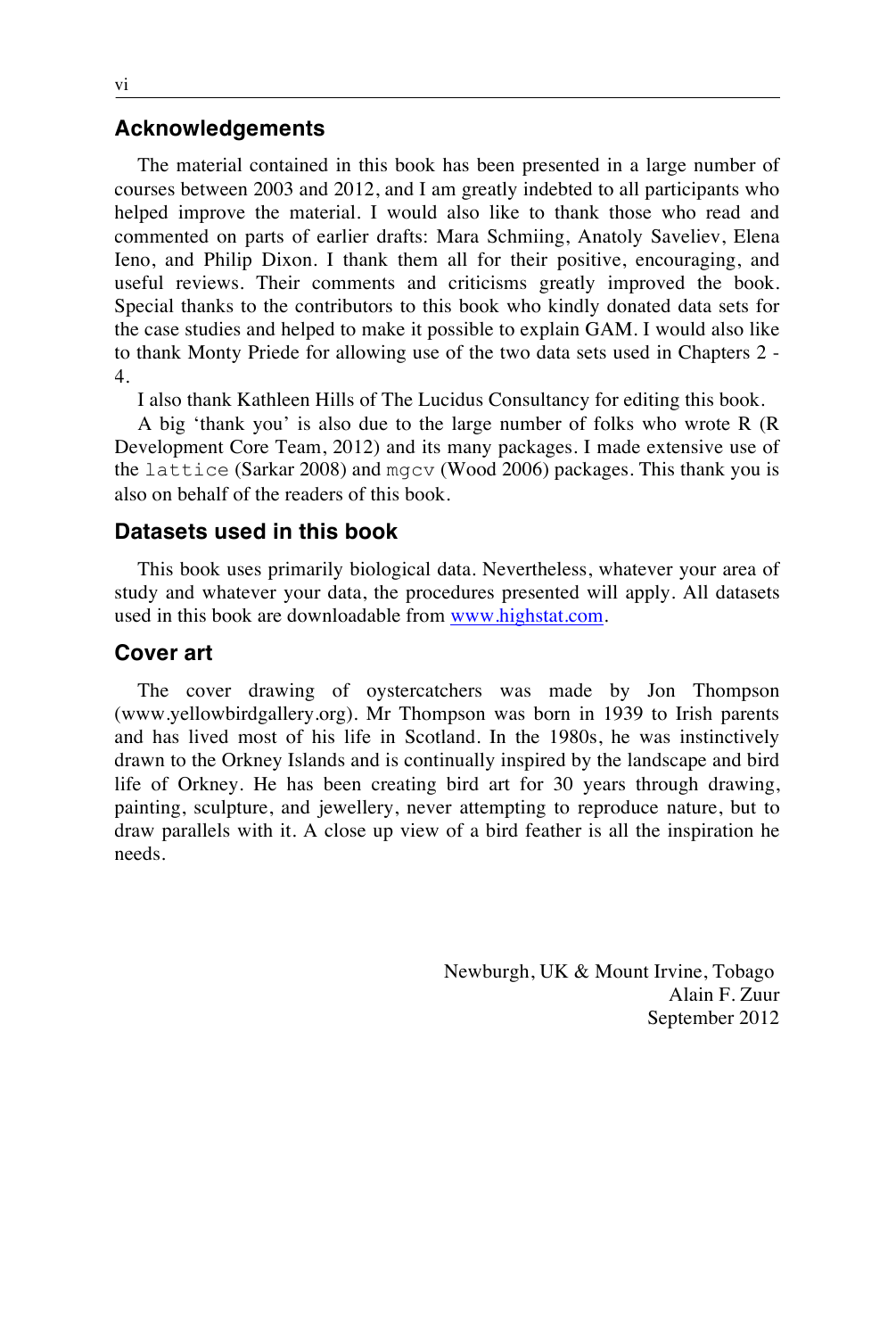## Acknowledgements

The material contained in this book has been presented in a large number of courses between 2003 and 2012, and I am greatly indebted to all participants who helped improve the material. I would also like to thank those who read and commented on parts of earlier drafts: Mara Schmiing, Anatoly Saveliev, Elena Ieno, and Philip Dixon. I thank them all for their positive, encouraging, and useful reviews. Their comments and criticisms greatly improved the book. Special thanks to the contributors to this book who kindly donated data sets for the case studies and helped to make it possible to explain GAM. I would also like to thank Monty Priede for allowing use of the two data sets used in Chapters 2 - 4.

I also thank Kathleen Hills of The Lucidus Consultancy for editing this book.

A big 'thank you' is also due to the large number of folks who wrote R (R Development Core Team, 2012) and its many packages. I made extensive use of the `lattice` (Sarkar 2008) and `mgcv` (Wood 2006) packages. This thank you is also on behalf of the readers of this book.

## Datasets used in this book

This book uses primarily biological data. Nevertheless, whatever your area of study and whatever your data, the procedures presented will apply. All datasets used in this book are downloadable from www.highstat.com.

## Cover art

The cover drawing of oystercatchers was made by Jon Thompson (www.yellowbirdgallery.org). Mr Thompson was born in 1939 to Irish parents and has lived most of his life in Scotland. In the 1980s, he was instinctively drawn to the Orkney Islands and is continually inspired by the landscape and bird life of Orkney. He has been creating bird art for 30 years through drawing, painting, sculpture, and jewellery, never attempting to reproduce nature, but to draw parallels with it. A close up view of a bird feather is all the inspiration he needs.

Newburgh, UK & Mount Irvine, Tobago
Alain F. Zuur
September 2012